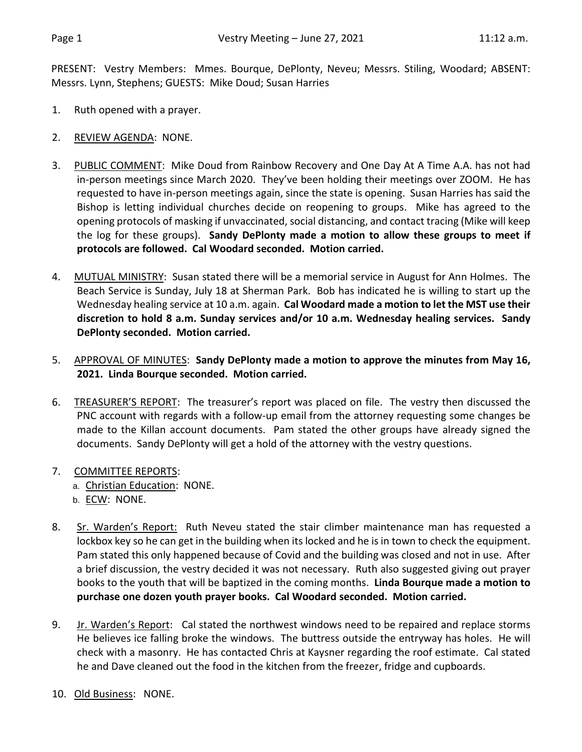PRESENT: Vestry Members: Mmes. Bourque, DePlonty, Neveu; Messrs. Stiling, Woodard; ABSENT: Messrs. Lynn, Stephens; GUESTS: Mike Doud; Susan Harries

1. Ruth opened with a prayer.

2. REVIEW AGENDA: NONE.

3. PUBLIC COMMENT: Mike Doud from Rainbow Recovery and One Day At A Time A.A. has not had in-person meetings since March 2020. They've been holding their meetings over ZOOM. He has requested to have in-person meetings again, since the state is opening. Susan Harries has said the Bishop is letting individual churches decide on reopening to groups. Mike has agreed to the opening protocols of masking if unvaccinated, social distancing, and contact tracing (Mike will keep the log for these groups). **Sandy DePlonty made a motion to allow these groups to meet if protocols are followed. Cal Woodard seconded. Motion carried.**

4. MUTUAL MINISTRY: Susan stated there will be a memorial service in August for Ann Holmes. The Beach Service is Sunday, July 18 at Sherman Park. Bob has indicated he is willing to start up the Wednesday healing service at 10 a.m. again. **Cal Woodard made a motion to let the MST use their discretion to hold 8 a.m. Sunday services and/or 10 a.m. Wednesday healing services. Sandy DePlonty seconded. Motion carried.**

5. APPROVAL OF MINUTES: **Sandy DePlonty made a motion to approve the minutes from May 16, 2021. Linda Bourque seconded. Motion carried.**

6. TREASURER'S REPORT: The treasurer's report was placed on file. The vestry then discussed the PNC account with regards with a follow-up email from the attorney requesting some changes be made to the Killan account documents. Pam stated the other groups have already signed the documents. Sandy DePlonty will get a hold of the attorney with the vestry questions.

7. COMMITTEE REPORTS:
   a. Christian Education: NONE.
   b. ECW: NONE.

8. Sr. Warden's Report: Ruth Neveu stated the stair climber maintenance man has requested a lockbox key so he can get in the building when its locked and he is in town to check the equipment. Pam stated this only happened because of Covid and the building was closed and not in use. After a brief discussion, the vestry decided it was not necessary. Ruth also suggested giving out prayer books to the youth that will be baptized in the coming months. **Linda Bourque made a motion to purchase one dozen youth prayer books. Cal Woodard seconded. Motion carried.**

9. Jr. Warden's Report: Cal stated the northwest windows need to be repaired and replace storms He believes ice falling broke the windows. The buttress outside the entryway has holes. He will check with a masonry. He has contacted Chris at Kaysner regarding the roof estimate. Cal stated he and Dave cleaned out the food in the kitchen from the freezer, fridge and cupboards.

10. Old Business: NONE.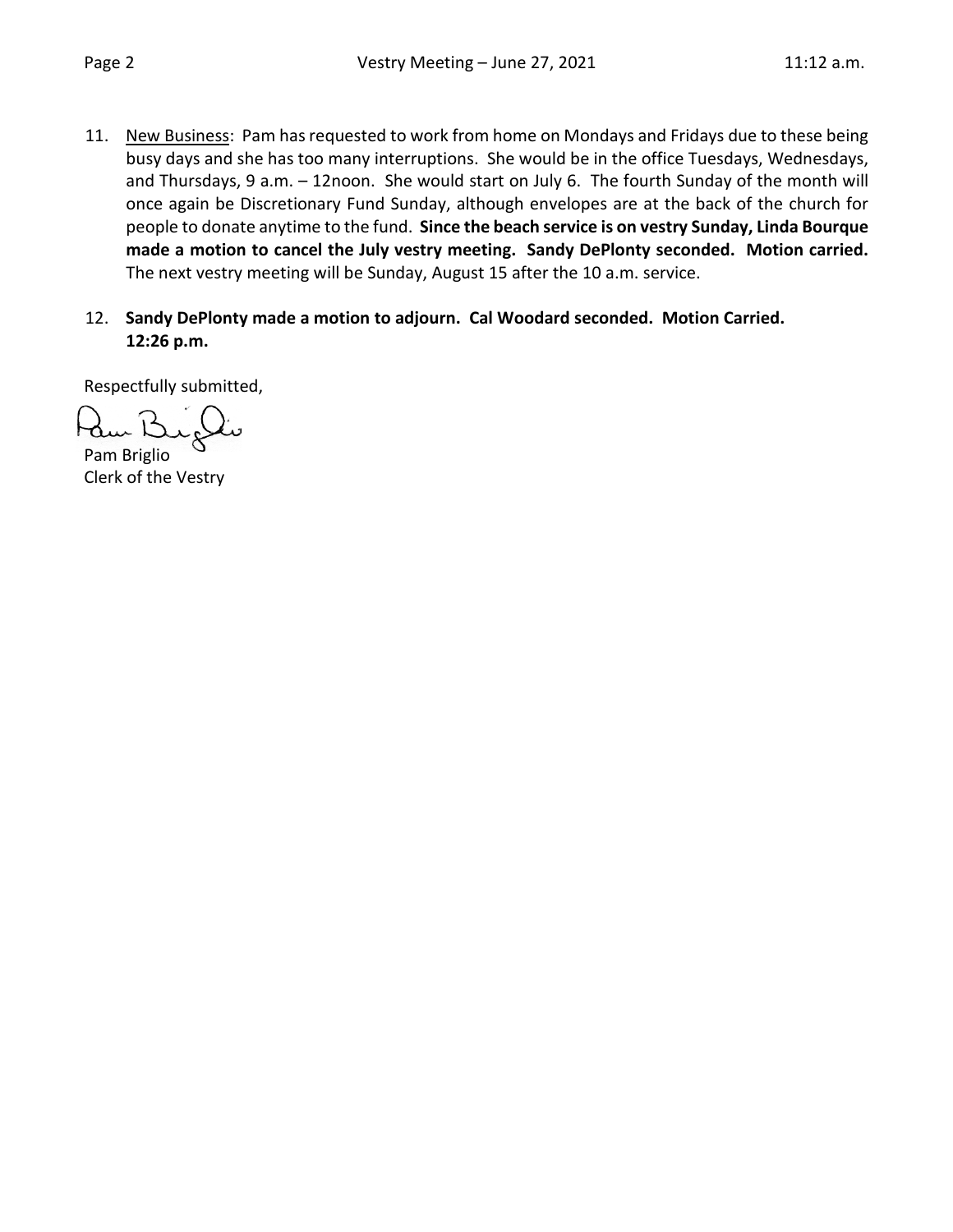11. New Business: Pam has requested to work from home on Mondays and Fridays due to these being busy days and she has too many interruptions. She would be in the office Tuesdays, Wednesdays, and Thursdays, 9 a.m. – 12noon. She would start on July 6. The fourth Sunday of the month will once again be Discretionary Fund Sunday, although envelopes are at the back of the church for people to donate anytime to the fund. **Since the beach service is on vestry Sunday, Linda Bourque made a motion to cancel the July vestry meeting. Sandy DePlonty seconded. Motion carried.** The next vestry meeting will be Sunday, August 15 after the 10 a.m. service.

12. **Sandy DePlonty made a motion to adjourn. Cal Woodard seconded. Motion Carried. 12:26 p.m.**

Respectfully submitted,

Pam Briglio
Clerk of the Vestry